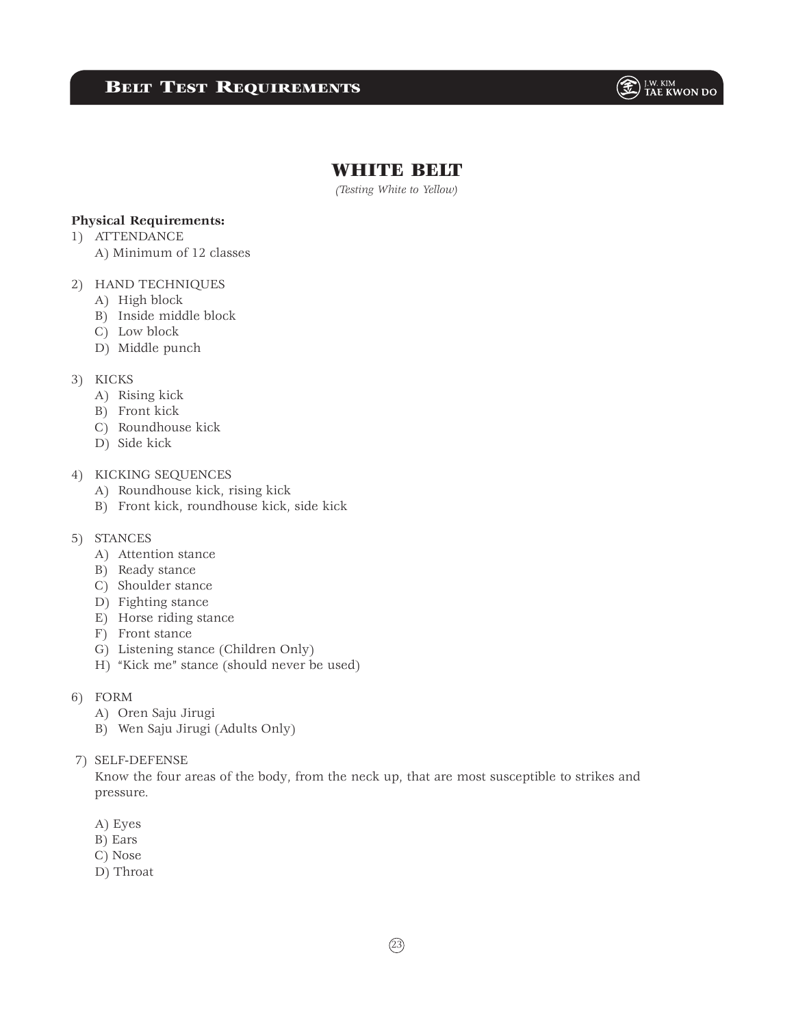# WHITE BELT

*(Testing White to Yellow)*

**Physical Requirements:**

1) ATTENDANCE
   A) Minimum of 12 classes

2) HAND TECHNIQUES
   A) High block
   B) Inside middle block
   C) Low block
   D) Middle punch

3) KICKS
   A) Rising kick
   B) Front kick
   C) Roundhouse kick
   D) Side kick

4) KICKING SEQUENCES
   A) Roundhouse kick, rising kick
   B) Front kick, roundhouse kick, side kick

5) STANCES
   A) Attention stance
   B) Ready stance
   C) Shoulder stance
   D) Fighting stance
   E) Horse riding stance
   F) Front stance
   G) Listening stance (Children Only)
   H) "Kick me" stance (should never be used)

6) FORM
   A) Oren Saju Jirugi
   B) Wen Saju Jirugi (Adults Only)

7) SELF-DEFENSE
   Know the four areas of the body, from the neck up, that are most susceptible to strikes and pressure.

   A) Eyes
   B) Ears
   C) Nose
   D) Throat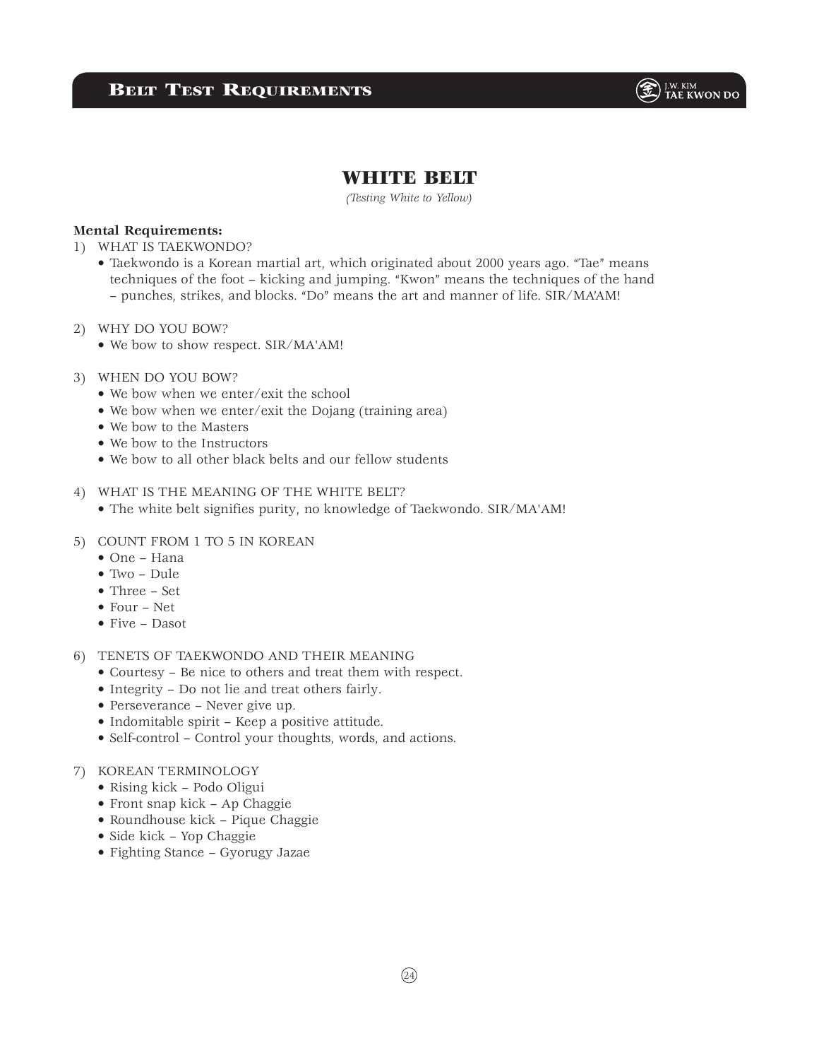# WHITE BELT

*(Testing White to Yellow)*

**Mental Requirements:**

1) WHAT IS TAEKWONDO?
   - Taekwondo is a Korean martial art, which originated about 2000 years ago. "Tae" means techniques of the foot – kicking and jumping. "Kwon" means the techniques of the hand – punches, strikes, and blocks. "Do" means the art and manner of life. SIR/MA'AM!

2) WHY DO YOU BOW?
   - We bow to show respect. SIR/MA'AM!

3) WHEN DO YOU BOW?
   - We bow when we enter/exit the school
   - We bow when we enter/exit the Dojang (training area)
   - We bow to the Masters
   - We bow to the Instructors
   - We bow to all other black belts and our fellow students

4) WHAT IS THE MEANING OF THE WHITE BELT?
   - The white belt signifies purity, no knowledge of Taekwondo. SIR/MA'AM!

5) COUNT FROM 1 TO 5 IN KOREAN
   - One – Hana
   - Two – Dule
   - Three – Set
   - Four – Net
   - Five – Dasot

6) TENETS OF TAEKWONDO AND THEIR MEANING
   - Courtesy – Be nice to others and treat them with respect.
   - Integrity – Do not lie and treat others fairly.
   - Perseverance – Never give up.
   - Indomitable spirit – Keep a positive attitude.
   - Self-control – Control your thoughts, words, and actions.

7) KOREAN TERMINOLOGY
   - Rising kick – Podo Oligui
   - Front snap kick – Ap Chaggie
   - Roundhouse kick – Pique Chaggie
   - Side kick – Yop Chaggie
   - Fighting Stance – Gyorugy Jazae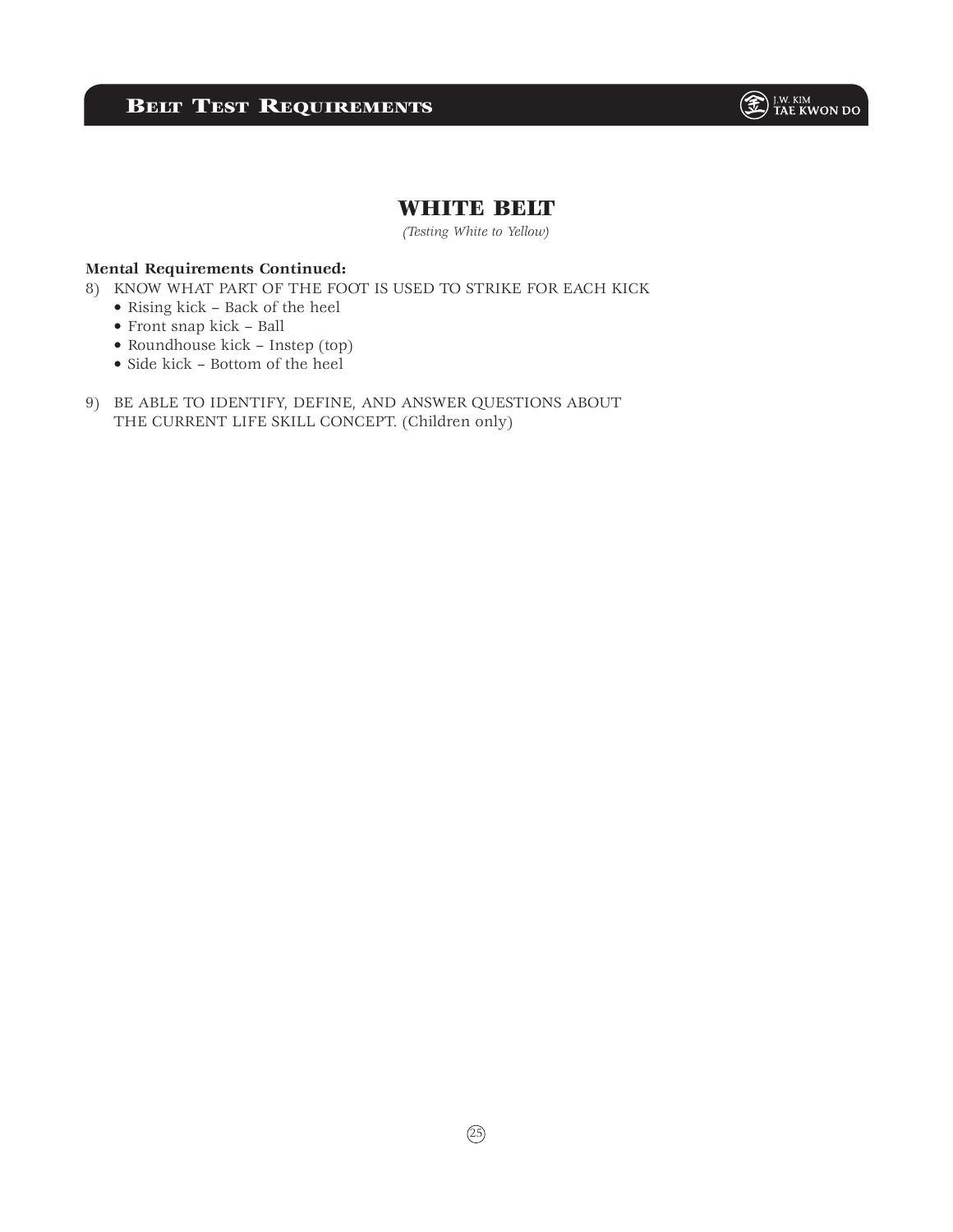## WHITE BELT

*(Testing White to Yellow)*

**Mental Requirements Continued:**

8) KNOW WHAT PART OF THE FOOT IS USED TO STRIKE FOR EACH KICK
   - Rising kick – Back of the heel
   - Front snap kick – Ball
   - Roundhouse kick – Instep (top)
   - Side kick – Bottom of the heel

9) BE ABLE TO IDENTIFY, DEFINE, AND ANSWER QUESTIONS ABOUT THE CURRENT LIFE SKILL CONCEPT. (Children only)